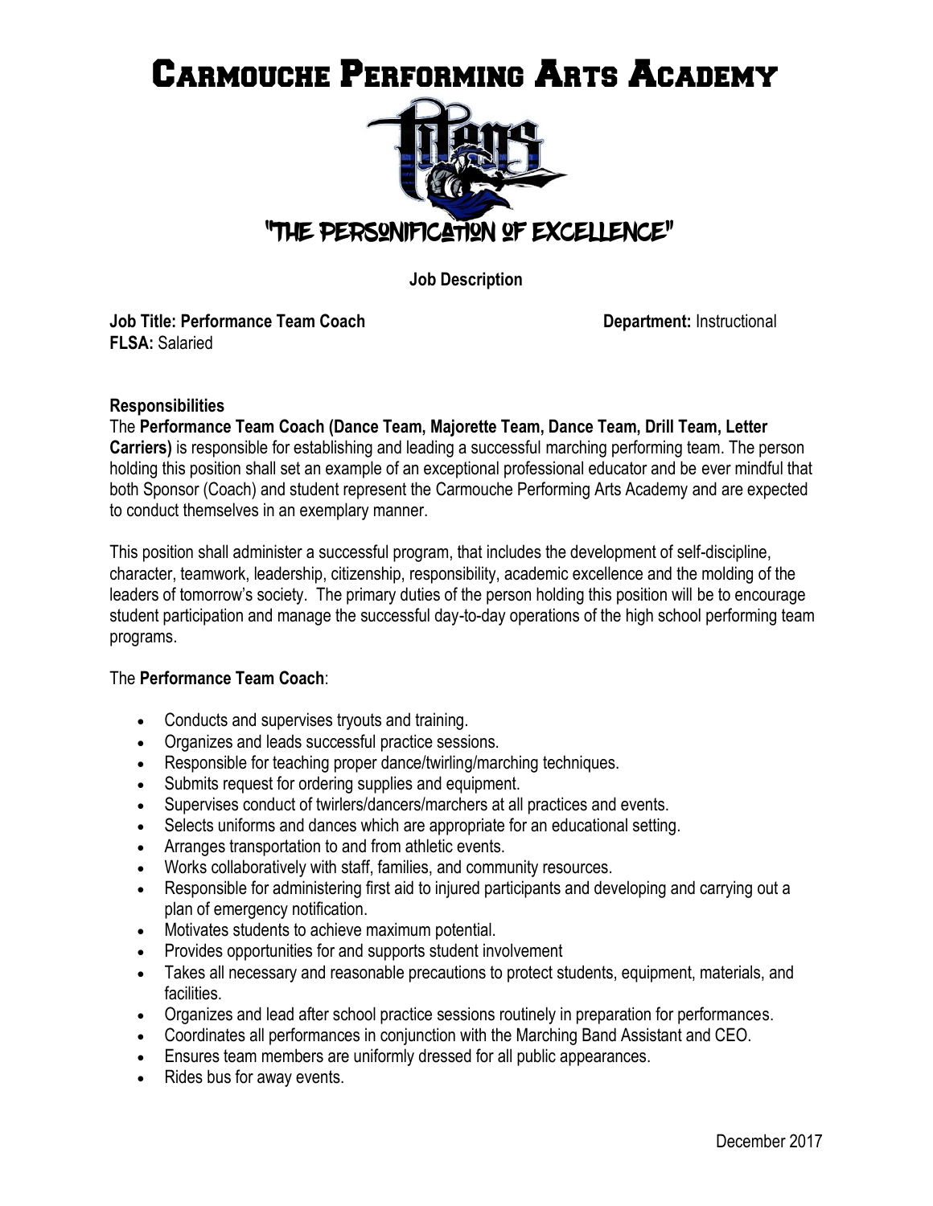# Carmouche Performing Arts Academy

"THE PERSONIFICATION OF EXCELLENCE"

**Job Description**

**Job Title: Performance Team Coach** **Department:** Instructional
**FLSA:** Salaried

**Responsibilities**

The **Performance Team Coach (Dance Team, Majorette Team, Dance Team, Drill Team, Letter Carriers)** is responsible for establishing and leading a successful marching performing team. The person holding this position shall set an example of an exceptional professional educator and be ever mindful that both Sponsor (Coach) and student represent the Carmouche Performing Arts Academy and are expected to conduct themselves in an exemplary manner.

This position shall administer a successful program, that includes the development of self-discipline, character, teamwork, leadership, citizenship, responsibility, academic excellence and the molding of the leaders of tomorrow's society. The primary duties of the person holding this position will be to encourage student participation and manage the successful day-to-day operations of the high school performing team programs.

The **Performance Team Coach**:

- Conducts and supervises tryouts and training.
- Organizes and leads successful practice sessions.
- Responsible for teaching proper dance/twirling/marching techniques.
- Submits request for ordering supplies and equipment.
- Supervises conduct of twirlers/dancers/marchers at all practices and events.
- Selects uniforms and dances which are appropriate for an educational setting.
- Arranges transportation to and from athletic events.
- Works collaboratively with staff, families, and community resources.
- Responsible for administering first aid to injured participants and developing and carrying out a plan of emergency notification.
- Motivates students to achieve maximum potential.
- Provides opportunities for and supports student involvement
- Takes all necessary and reasonable precautions to protect students, equipment, materials, and facilities.
- Organizes and lead after school practice sessions routinely in preparation for performances.
- Coordinates all performances in conjunction with the Marching Band Assistant and CEO.
- Ensures team members are uniformly dressed for all public appearances.
- Rides bus for away events.

December 2017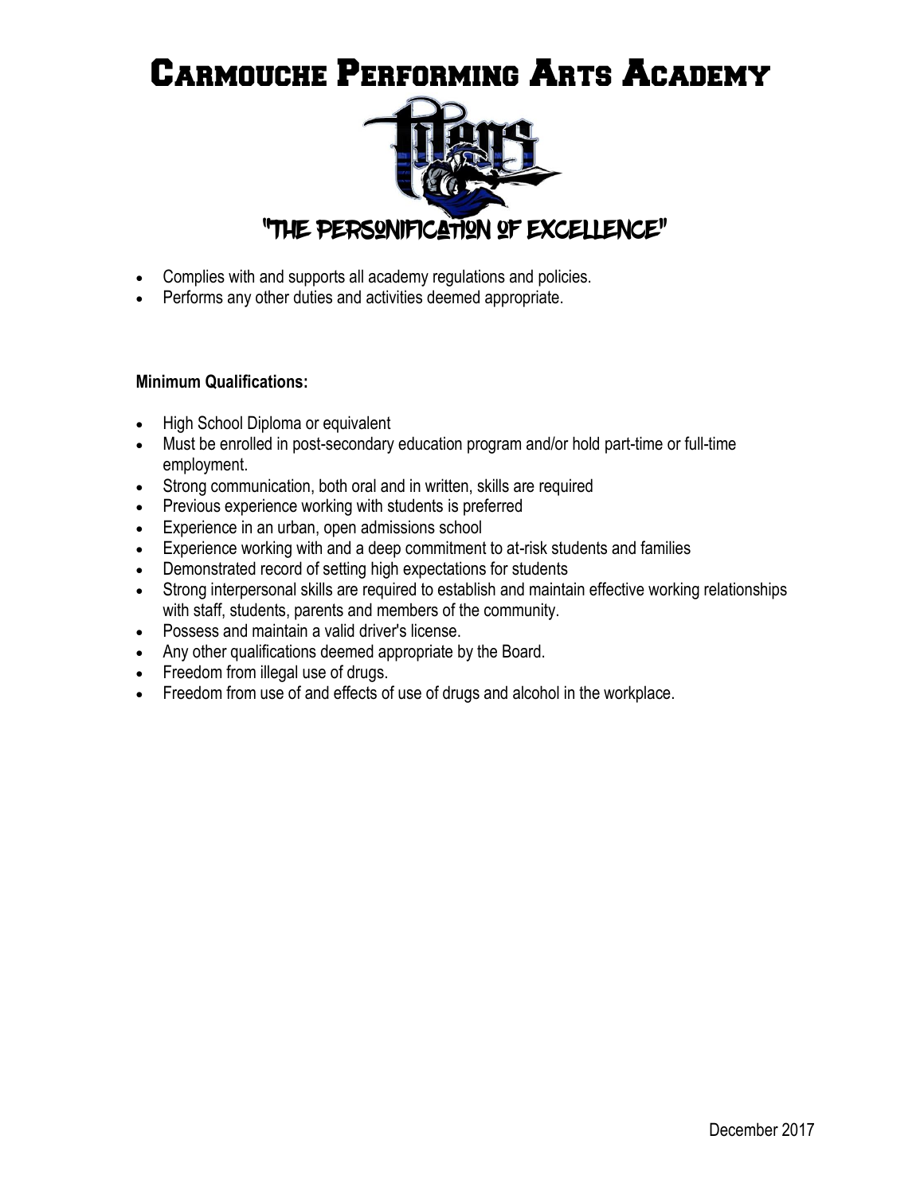- Complies with and supports all academy regulations and policies.
- Performs any other duties and activities deemed appropriate.

**Minimum Qualifications:**

- High School Diploma or equivalent
- Must be enrolled in post-secondary education program and/or hold part-time or full-time employment.
- Strong communication, both oral and in written, skills are required
- Previous experience working with students is preferred
- Experience in an urban, open admissions school
- Experience working with and a deep commitment to at-risk students and families
- Demonstrated record of setting high expectations for students
- Strong interpersonal skills are required to establish and maintain effective working relationships with staff, students, parents and members of the community.
- Possess and maintain a valid driver's license.
- Any other qualifications deemed appropriate by the Board.
- Freedom from illegal use of drugs.
- Freedom from use of and effects of use of drugs and alcohol in the workplace.